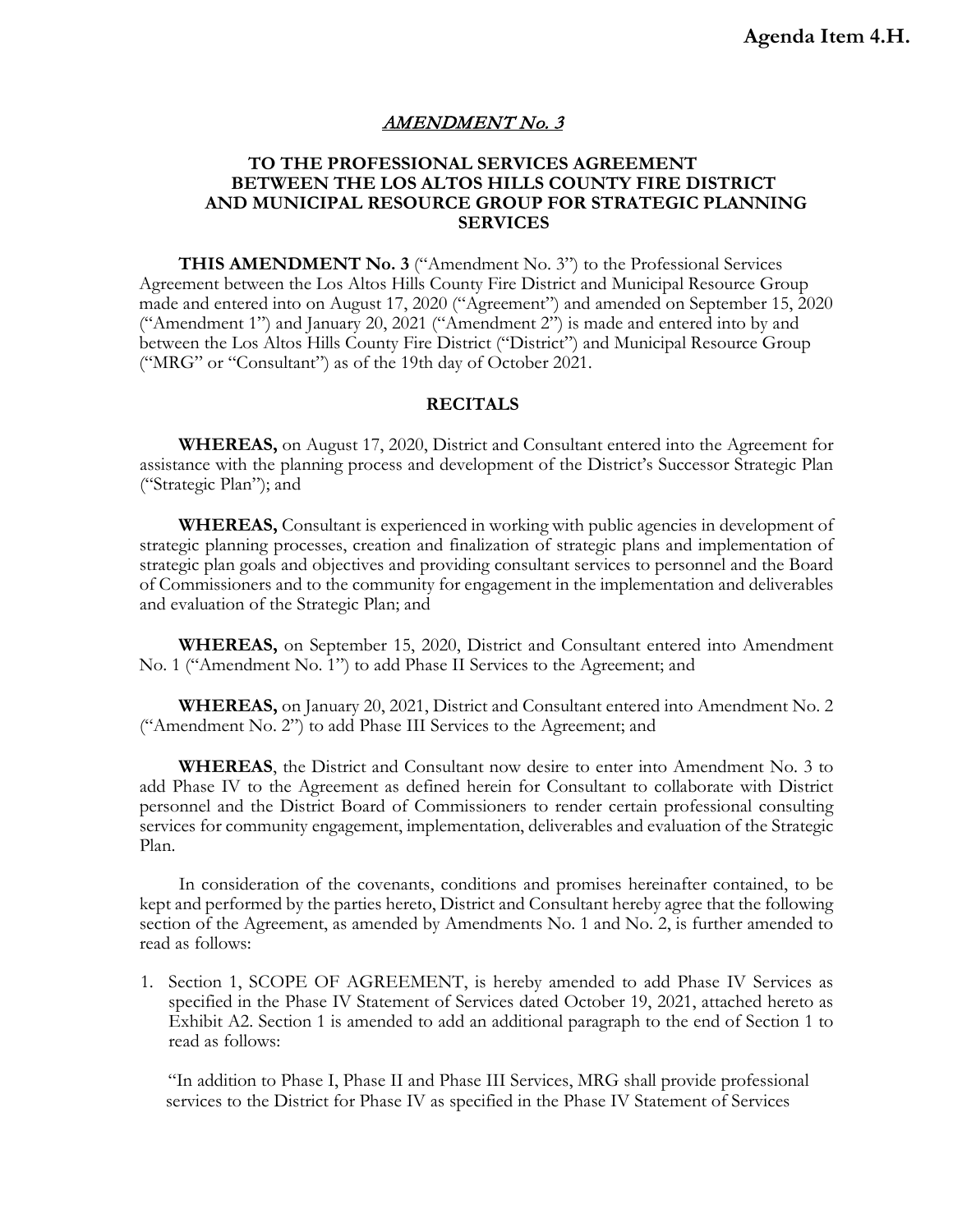Agenda Item 4.H.

# *AMENDMENT No. 3*

## TO THE PROFESSIONAL SERVICES AGREEMENT BETWEEN THE LOS ALTOS HILLS COUNTY FIRE DISTRICT AND MUNICIPAL RESOURCE GROUP FOR STRATEGIC PLANNING SERVICES

**THIS AMENDMENT No. 3** ("Amendment No. 3") to the Professional Services Agreement between the Los Altos Hills County Fire District and Municipal Resource Group made and entered into on August 17, 2020 ("Agreement") and amended on September 15, 2020 ("Amendment 1") and January 20, 2021 ("Amendment 2") is made and entered into by and between the Los Altos Hills County Fire District ("District") and Municipal Resource Group ("MRG" or "Consultant") as of the 19th day of October 2021.

## RECITALS

**WHEREAS,** on August 17, 2020, District and Consultant entered into the Agreement for assistance with the planning process and development of the District's Successor Strategic Plan ("Strategic Plan"); and

**WHEREAS,** Consultant is experienced in working with public agencies in development of strategic planning processes, creation and finalization of strategic plans and implementation of strategic plan goals and objectives and providing consultant services to personnel and the Board of Commissioners and to the community for engagement in the implementation and deliverables and evaluation of the Strategic Plan; and

**WHEREAS,** on September 15, 2020, District and Consultant entered into Amendment No. 1 ("Amendment No. 1") to add Phase II Services to the Agreement; and

**WHEREAS,** on January 20, 2021, District and Consultant entered into Amendment No. 2 ("Amendment No. 2") to add Phase III Services to the Agreement; and

**WHEREAS**, the District and Consultant now desire to enter into Amendment No. 3 to add Phase IV to the Agreement as defined herein for Consultant to collaborate with District personnel and the District Board of Commissioners to render certain professional consulting services for community engagement, implementation, deliverables and evaluation of the Strategic Plan.

In consideration of the covenants, conditions and promises hereinafter contained, to be kept and performed by the parties hereto, District and Consultant hereby agree that the following section of the Agreement, as amended by Amendments No. 1 and No. 2, is further amended to read as follows:

1. Section 1, SCOPE OF AGREEMENT, is hereby amended to add Phase IV Services as specified in the Phase IV Statement of Services dated October 19, 2021, attached hereto as Exhibit A2. Section 1 is amended to add an additional paragraph to the end of Section 1 to read as follows:

   "In addition to Phase I, Phase II and Phase III Services, MRG shall provide professional services to the District for Phase IV as specified in the Phase IV Statement of Services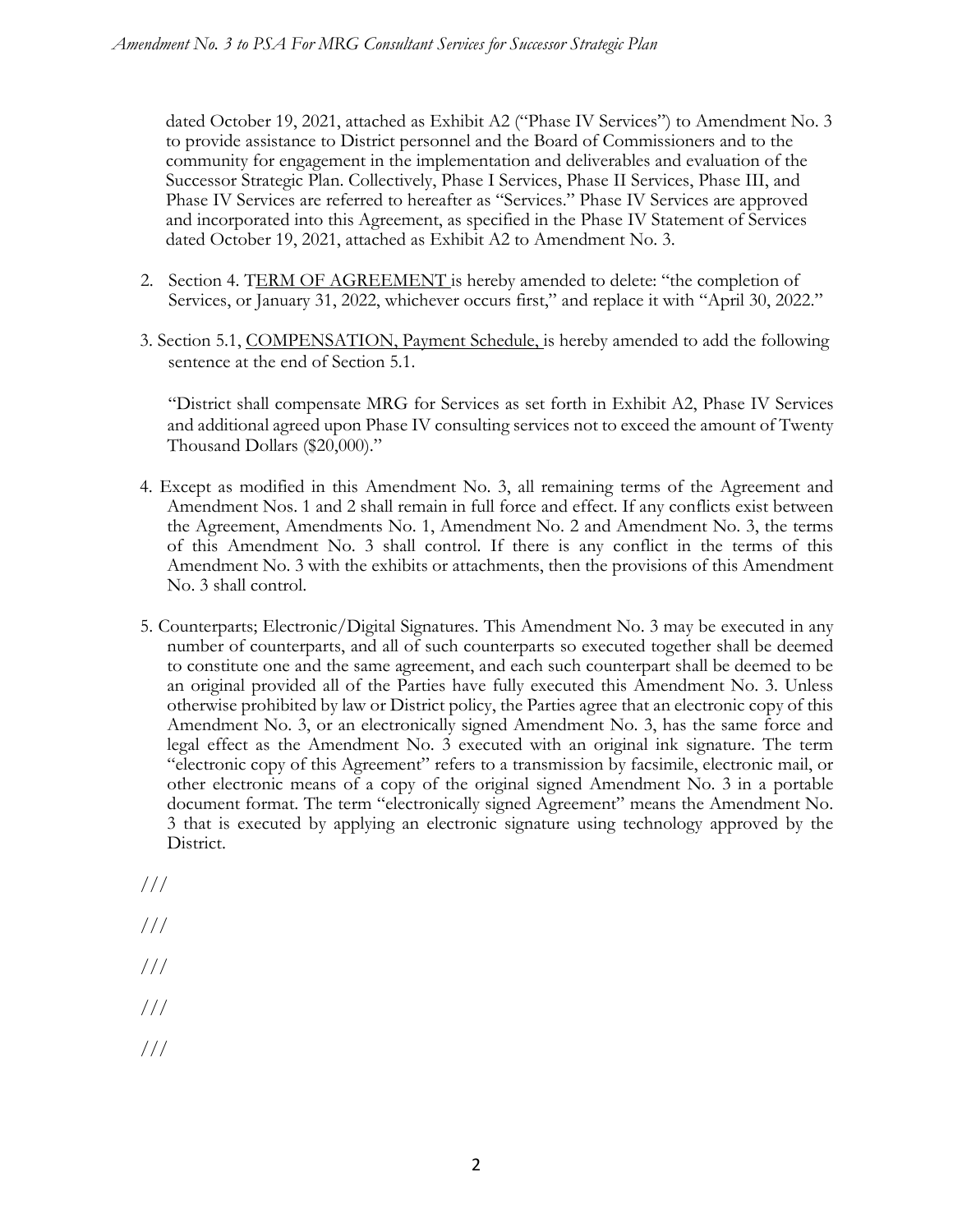dated October 19, 2021, attached as Exhibit A2 ("Phase IV Services") to Amendment No. 3 to provide assistance to District personnel and the Board of Commissioners and to the community for engagement in the implementation and deliverables and evaluation of the Successor Strategic Plan. Collectively, Phase I Services, Phase II Services, Phase III, and Phase IV Services are referred to hereafter as "Services." Phase IV Services are approved and incorporated into this Agreement, as specified in the Phase IV Statement of Services dated October 19, 2021, attached as Exhibit A2 to Amendment No. 3.

2. Section 4. TERM OF AGREEMENT is hereby amended to delete: "the completion of Services, or January 31, 2022, whichever occurs first," and replace it with "April 30, 2022."

3. Section 5.1, COMPENSATION, Payment Schedule, is hereby amended to add the following sentence at the end of Section 5.1.

   "District shall compensate MRG for Services as set forth in Exhibit A2, Phase IV Services and additional agreed upon Phase IV consulting services not to exceed the amount of Twenty Thousand Dollars ($20,000)."

4. Except as modified in this Amendment No. 3, all remaining terms of the Agreement and Amendment Nos. 1 and 2 shall remain in full force and effect. If any conflicts exist between the Agreement, Amendments No. 1, Amendment No. 2 and Amendment No. 3, the terms of this Amendment No. 3 shall control. If there is any conflict in the terms of this Amendment No. 3 with the exhibits or attachments, then the provisions of this Amendment No. 3 shall control.

5. Counterparts; Electronic/Digital Signatures. This Amendment No. 3 may be executed in any number of counterparts, and all of such counterparts so executed together shall be deemed to constitute one and the same agreement, and each such counterpart shall be deemed to be an original provided all of the Parties have fully executed this Amendment No. 3. Unless otherwise prohibited by law or District policy, the Parties agree that an electronic copy of this Amendment No. 3, or an electronically signed Amendment No. 3, has the same force and legal effect as the Amendment No. 3 executed with an original ink signature. The term "electronic copy of this Agreement" refers to a transmission by facsimile, electronic mail, or other electronic means of a copy of the original signed Amendment No. 3 in a portable document format. The term "electronically signed Agreement" means the Amendment No. 3 that is executed by applying an electronic signature using technology approved by the District.

///

///

///

///

///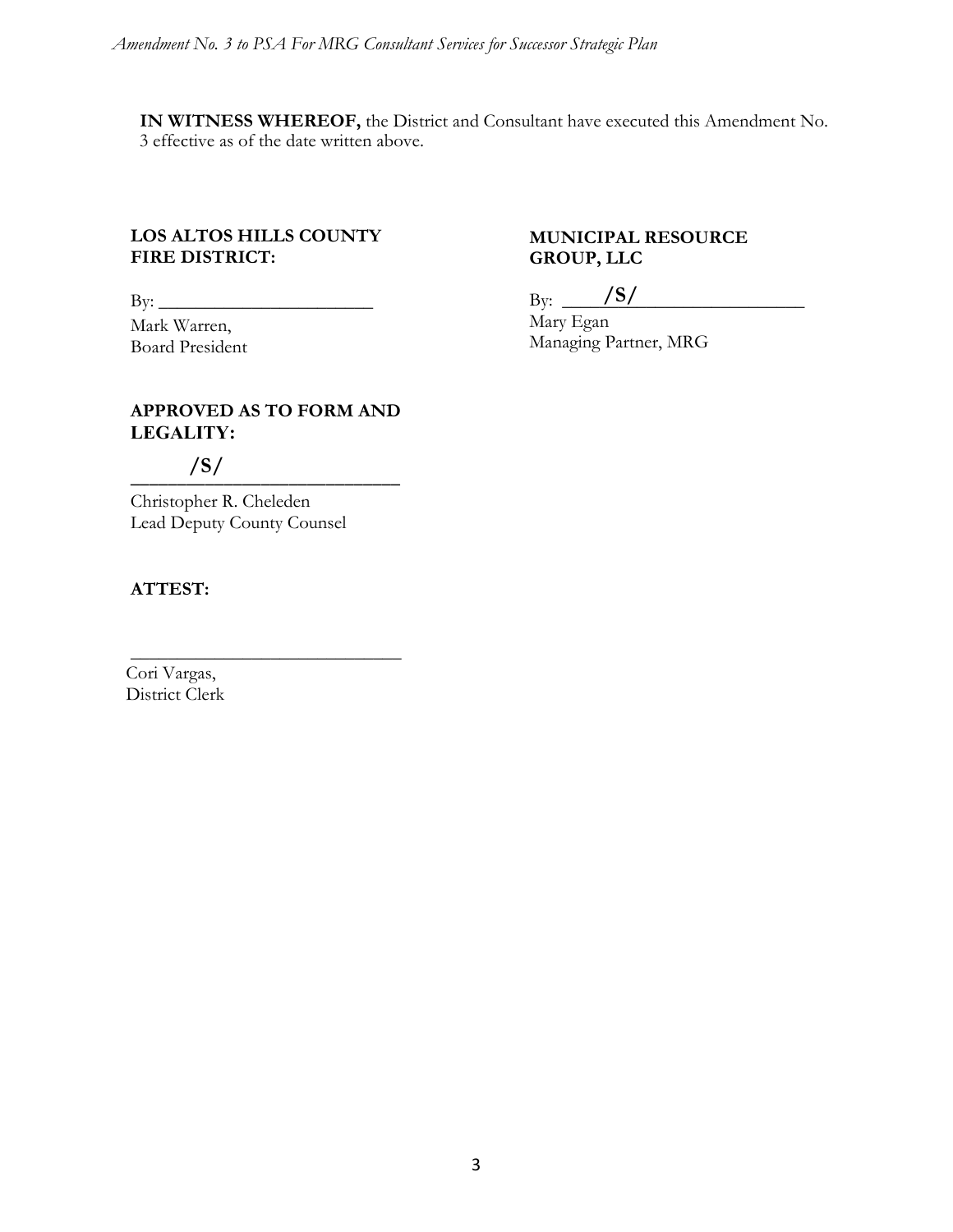**IN WITNESS WHEREOF,** the District and Consultant have executed this Amendment No. 3 effective as of the date written above.

**LOS ALTOS HILLS COUNTY FIRE DISTRICT:**

By: ________________________

Mark Warren,
Board President

**MUNICIPAL RESOURCE GROUP, LLC**

By: /S/

Mary Egan
Managing Partner, MRG

**APPROVED AS TO FORM AND LEGALITY:**

/S/

Christopher R. Cheleden
Lead Deputy County Counsel

**ATTEST:**

______________________________

Cori Vargas,
District Clerk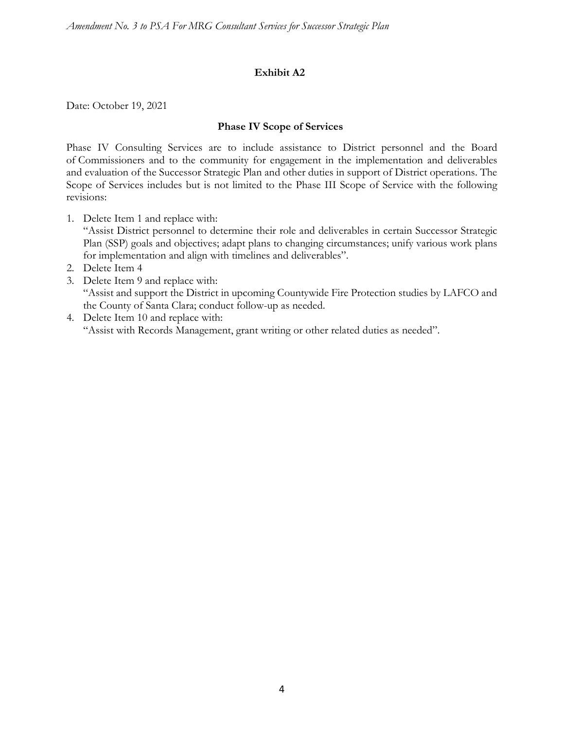**Exhibit A2**

Date: October 19, 2021

**Phase IV Scope of Services**

Phase IV Consulting Services are to include assistance to District personnel and the Board of Commissioners and to the community for engagement in the implementation and deliverables and evaluation of the Successor Strategic Plan and other duties in support of District operations. The Scope of Services includes but is not limited to the Phase III Scope of Service with the following revisions:

1. Delete Item 1 and replace with:
   "Assist District personnel to determine their role and deliverables in certain Successor Strategic Plan (SSP) goals and objectives; adapt plans to changing circumstances; unify various work plans for implementation and align with timelines and deliverables".
2. Delete Item 4
3. Delete Item 9 and replace with:
   "Assist and support the District in upcoming Countywide Fire Protection studies by LAFCO and the County of Santa Clara; conduct follow-up as needed.
4. Delete Item 10 and replace with:
   "Assist with Records Management, grant writing or other related duties as needed".